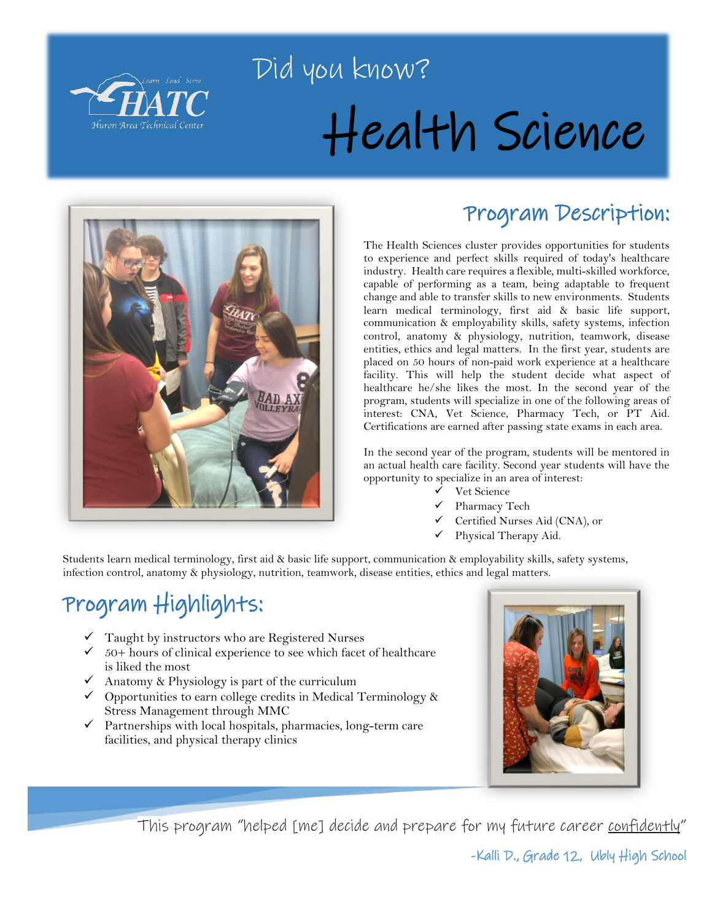HATC — Learn Lead Serve — Huron Area Technical Center

Did you know?

# Health Science

## Program Description:

The Health Sciences cluster provides opportunities for students to experience and perfect skills required of today's healthcare industry. Health care requires a flexible, multi-skilled workforce, capable of performing as a team, being adaptable to frequent change and able to transfer skills to new environments. Students learn medical terminology, first aid & basic life support, communication & employability skills, safety systems, infection control, anatomy & physiology, nutrition, teamwork, disease entities, ethics and legal matters. In the first year, students are placed on 50 hours of non-paid work experience at a healthcare facility. This will help the student decide what aspect of healthcare he/she likes the most. In the second year of the program, students will specialize in one of the following areas of interest: CNA, Vet Science, Pharmacy Tech, or PT Aid. Certifications are earned after passing state exams in each area.

In the second year of the program, students will be mentored in an actual health care facility. Second year students will have the opportunity to specialize in an area of interest:

- ✓ Vet Science
- ✓ Pharmacy Tech
- ✓ Certified Nurses Aid (CNA), or
- ✓ Physical Therapy Aid.

Students learn medical terminology, first aid & basic life support, communication & employability skills, safety systems, infection control, anatomy & physiology, nutrition, teamwork, disease entities, ethics and legal matters.

## Program Highlights:

- ✓ Taught by instructors who are Registered Nurses
- ✓ 50+ hours of clinical experience to see which facet of healthcare is liked the most
- ✓ Anatomy & Physiology is part of the curriculum
- ✓ Opportunities to earn college credits in Medical Terminology & Stress Management through MMC
- ✓ Partnerships with local hospitals, pharmacies, long-term care facilities, and physical therapy clinics

This program "helped [me] decide and prepare for my future career confidently"

-Kalli D., Grade 12, Ubly High School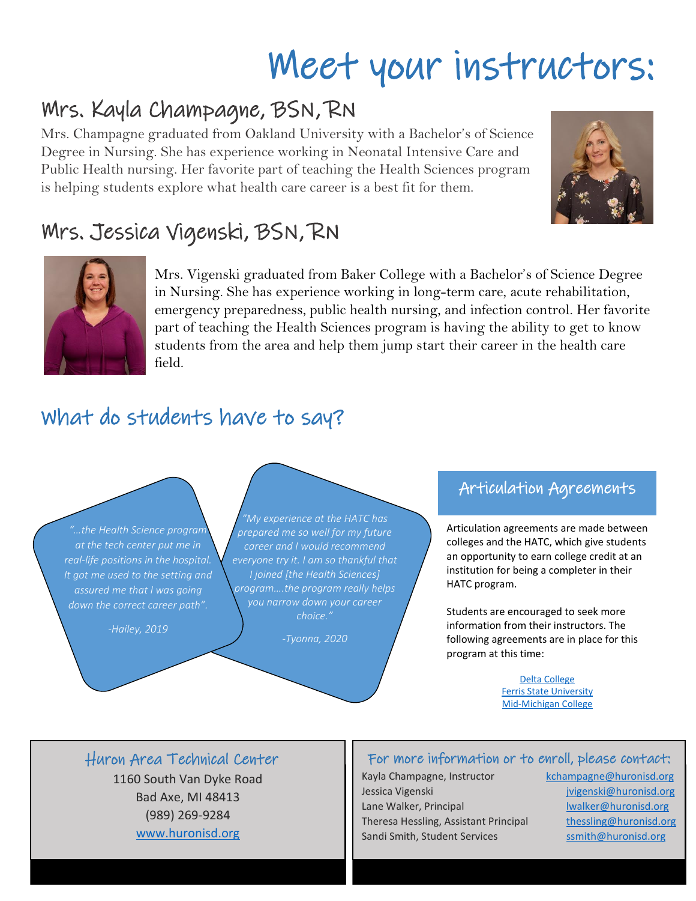# Meet your instructors:

## Mrs. Kayla Champagne, BSN, RN

Mrs. Champagne graduated from Oakland University with a Bachelor's of Science Degree in Nursing. She has experience working in Neonatal Intensive Care and Public Health nursing. Her favorite part of teaching the Health Sciences program is helping students explore what health care career is a best fit for them.

## Mrs. Jessica Vigenski, BSN, RN

Mrs. Vigenski graduated from Baker College with a Bachelor's of Science Degree in Nursing. She has experience working in long-term care, acute rehabilitation, emergency preparedness, public health nursing, and infection control. Her favorite part of teaching the Health Sciences program is having the ability to get to know students from the area and help them jump start their career in the health care field.

## What do students have to say?

*"…the Health Science program at the tech center put me in real-life positions in the hospital. It got me used to the setting and assured me that I was going down the correct career path".*

*-Hailey, 2019*

*"My experience at the HATC has prepared me so well for my future career and I would recommend everyone try it. I am so thankful that I joined [the Health Sciences] program….the program really helps you narrow down your career choice."*

*-Tyonna, 2020*

## Articulation Agreements

Articulation agreements are made between colleges and the HATC, which give students an opportunity to earn college credit at an institution for being a completer in their HATC program.

Students are encouraged to seek more information from their instructors. The following agreements are in place for this program at this time:

- Delta College
- Ferris State University
- Mid-Michigan College

## Huron Area Technical Center

1160 South Van Dyke Road
Bad Axe, MI 48413
(989) 269-9284
www.huronisd.org

## For more information or to enroll, please contact:

| | |
|---|---|
| Kayla Champagne, Instructor | kchampagne@huronisd.org |
| Jessica Vigenski | jvigenski@huronisd.org |
| Lane Walker, Principal | lwalker@huronisd.org |
| Theresa Hessling, Assistant Principal | thessling@huronisd.org |
| Sandi Smith, Student Services | ssmith@huronisd.org |